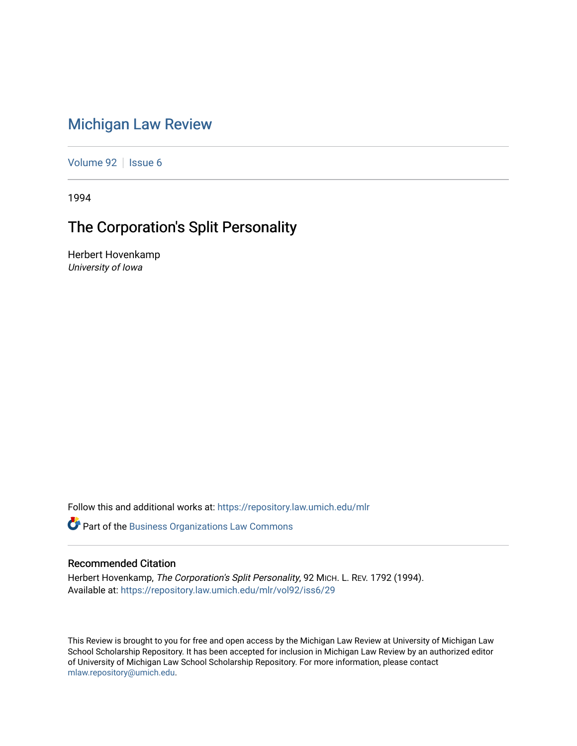# Michigan Law Review

Volume 92 | Issue 6

1994

## The Corporation's Split Personality

Herbert Hovenkamp
*University of Iowa*

Follow this and additional works at: https://repository.law.umich.edu/mlr

Part of the Business Organizations Law Commons

### Recommended Citation

Herbert Hovenkamp, *The Corporation's Split Personality*, 92 MICH. L. REV. 1792 (1994).
Available at: https://repository.law.umich.edu/mlr/vol92/iss6/29

This Review is brought to you for free and open access by the Michigan Law Review at University of Michigan Law School Scholarship Repository. It has been accepted for inclusion in Michigan Law Review by an authorized editor of University of Michigan Law School Scholarship Repository. For more information, please contact mlaw.repository@umich.edu.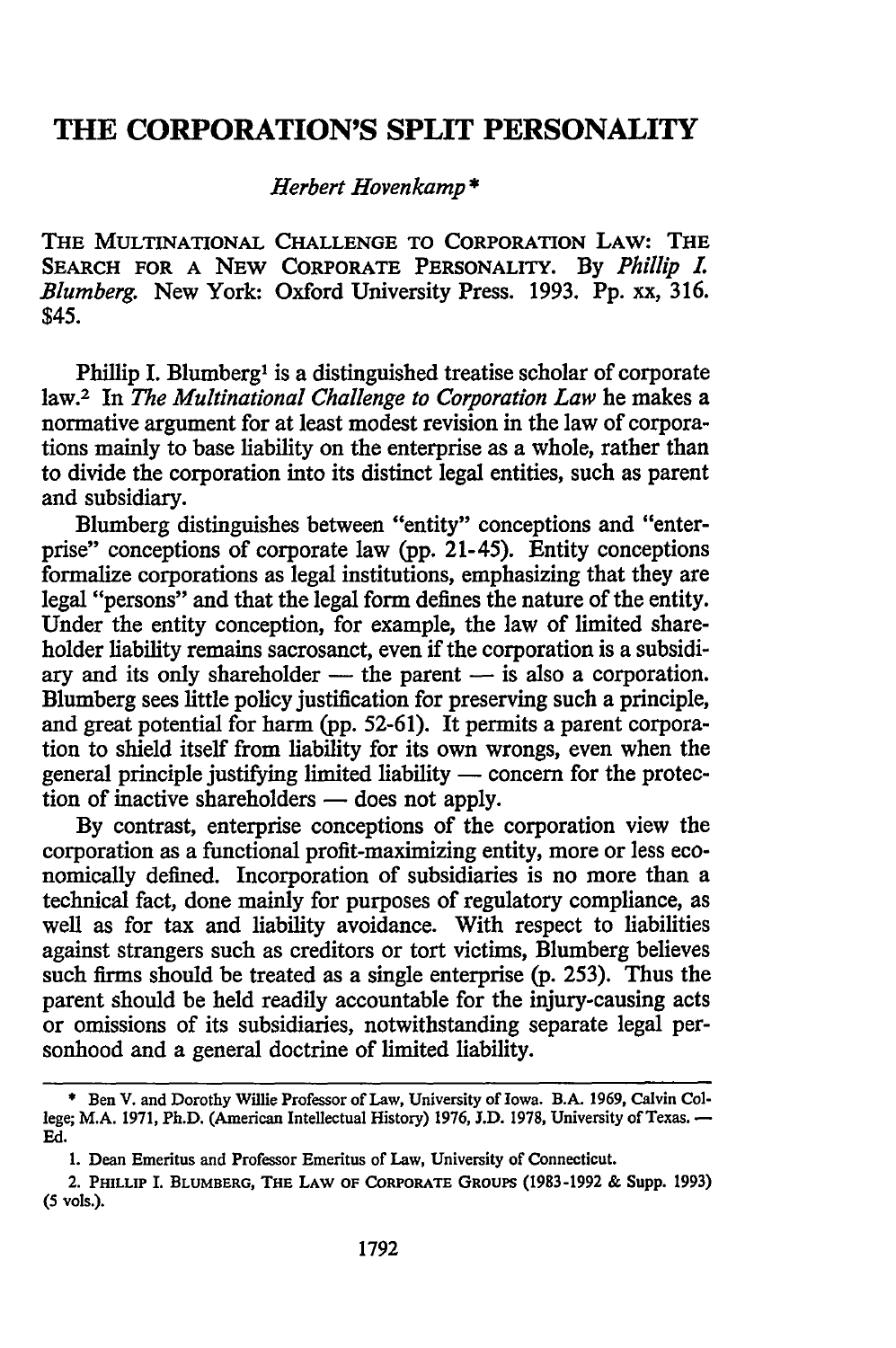# THE CORPORATION'S SPLIT PERSONALITY

*Herbert Hovenkamp* *

THE MULTINATIONAL CHALLENGE TO CORPORATION LAW: THE SEARCH FOR A NEW CORPORATE PERSONALITY. By *Phillip I. Blumberg*. New York: Oxford University Press. 1993. Pp. xx, 316. $45.

Phillip I. Blumberg[1] is a distinguished treatise scholar of corporate law.[2] In *The Multinational Challenge to Corporation Law* he makes a normative argument for at least modest revision in the law of corporations mainly to base liability on the enterprise as a whole, rather than to divide the corporation into its distinct legal entities, such as parent and subsidiary.

Blumberg distinguishes between "entity" conceptions and "enterprise" conceptions of corporate law (pp. 21-45). Entity conceptions formalize corporations as legal institutions, emphasizing that they are legal "persons" and that the legal form defines the nature of the entity. Under the entity conception, for example, the law of limited shareholder liability remains sacrosanct, even if the corporation is a subsidiary and its only shareholder — the parent — is also a corporation. Blumberg sees little policy justification for preserving such a principle, and great potential for harm (pp. 52-61). It permits a parent corporation to shield itself from liability for its own wrongs, even when the general principle justifying limited liability — concern for the protection of inactive shareholders — does not apply.

By contrast, enterprise conceptions of the corporation view the corporation as a functional profit-maximizing entity, more or less economically defined. Incorporation of subsidiaries is no more than a technical fact, done mainly for purposes of regulatory compliance, as well as for tax and liability avoidance. With respect to liabilities against strangers such as creditors or tort victims, Blumberg believes such firms should be treated as a single enterprise (p. 253). Thus the parent should be held readily accountable for the injury-causing acts or omissions of its subsidiaries, notwithstanding separate legal personhood and a general doctrine of limited liability.

---

\* Ben V. and Dorothy Willie Professor of Law, University of Iowa. B.A. 1969, Calvin College; M.A. 1971, Ph.D. (American Intellectual History) 1976, J.D. 1978, University of Texas. — Ed.

1. Dean Emeritus and Professor Emeritus of Law, University of Connecticut.

2. PHILLIP I. BLUMBERG, THE LAW OF CORPORATE GROUPS (1983-1992 & Supp. 1993) (5 vols.).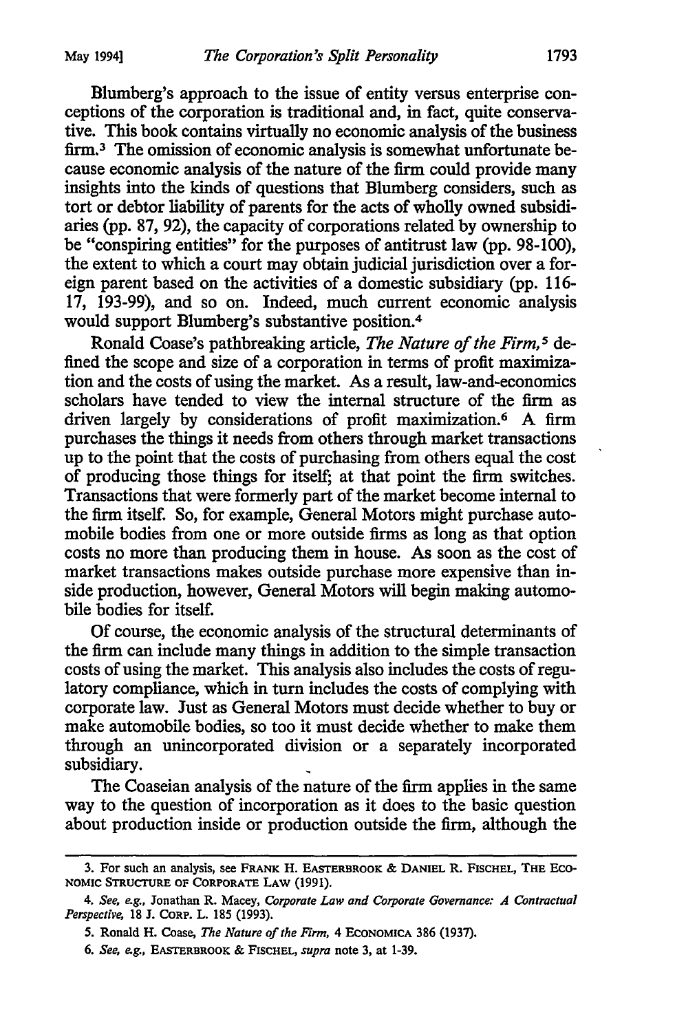Blumberg's approach to the issue of entity versus enterprise conceptions of the corporation is traditional and, in fact, quite conservative. This book contains virtually no economic analysis of the business firm.[3] The omission of economic analysis is somewhat unfortunate because economic analysis of the nature of the firm could provide many insights into the kinds of questions that Blumberg considers, such as tort or debtor liability of parents for the acts of wholly owned subsidiaries (pp. 87, 92), the capacity of corporations related by ownership to be "conspiring entities" for the purposes of antitrust law (pp. 98-100), the extent to which a court may obtain judicial jurisdiction over a foreign parent based on the activities of a domestic subsidiary (pp. 116-17, 193-99), and so on. Indeed, much current economic analysis would support Blumberg's substantive position.[4]

Ronald Coase's pathbreaking article, *The Nature of the Firm,*[5] defined the scope and size of a corporation in terms of profit maximization and the costs of using the market. As a result, law-and-economics scholars have tended to view the internal structure of the firm as driven largely by considerations of profit maximization.[6] A firm purchases the things it needs from others through market transactions up to the point that the costs of purchasing from others equal the cost of producing those things for itself; at that point the firm switches. Transactions that were formerly part of the market become internal to the firm itself. So, for example, General Motors might purchase automobile bodies from one or more outside firms as long as that option costs no more than producing them in house. As soon as the cost of market transactions makes outside purchase more expensive than inside production, however, General Motors will begin making automobile bodies for itself.

Of course, the economic analysis of the structural determinants of the firm can include many things in addition to the simple transaction costs of using the market. This analysis also includes the costs of regulatory compliance, which in turn includes the costs of complying with corporate law. Just as General Motors must decide whether to buy or make automobile bodies, so too it must decide whether to make them through an unincorporated division or a separately incorporated subsidiary.

The Coaseian analysis of the nature of the firm applies in the same way to the question of incorporation as it does to the basic question about production inside or production outside the firm, although the

---

3. For such an analysis, see FRANK H. EASTERBROOK & DANIEL R. FISCHEL, THE ECONOMIC STRUCTURE OF CORPORATE LAW (1991).

4. *See, e.g.,* Jonathan R. Macey, *Corporate Law and Corporate Governance: A Contractual Perspective,* 18 J. CORP. L. 185 (1993).

5. Ronald H. Coase, *The Nature of the Firm,* 4 ECONOMICA 386 (1937).

6. *See, e.g.,* EASTERBROOK & FISCHEL, *supra* note 3, at 1-39.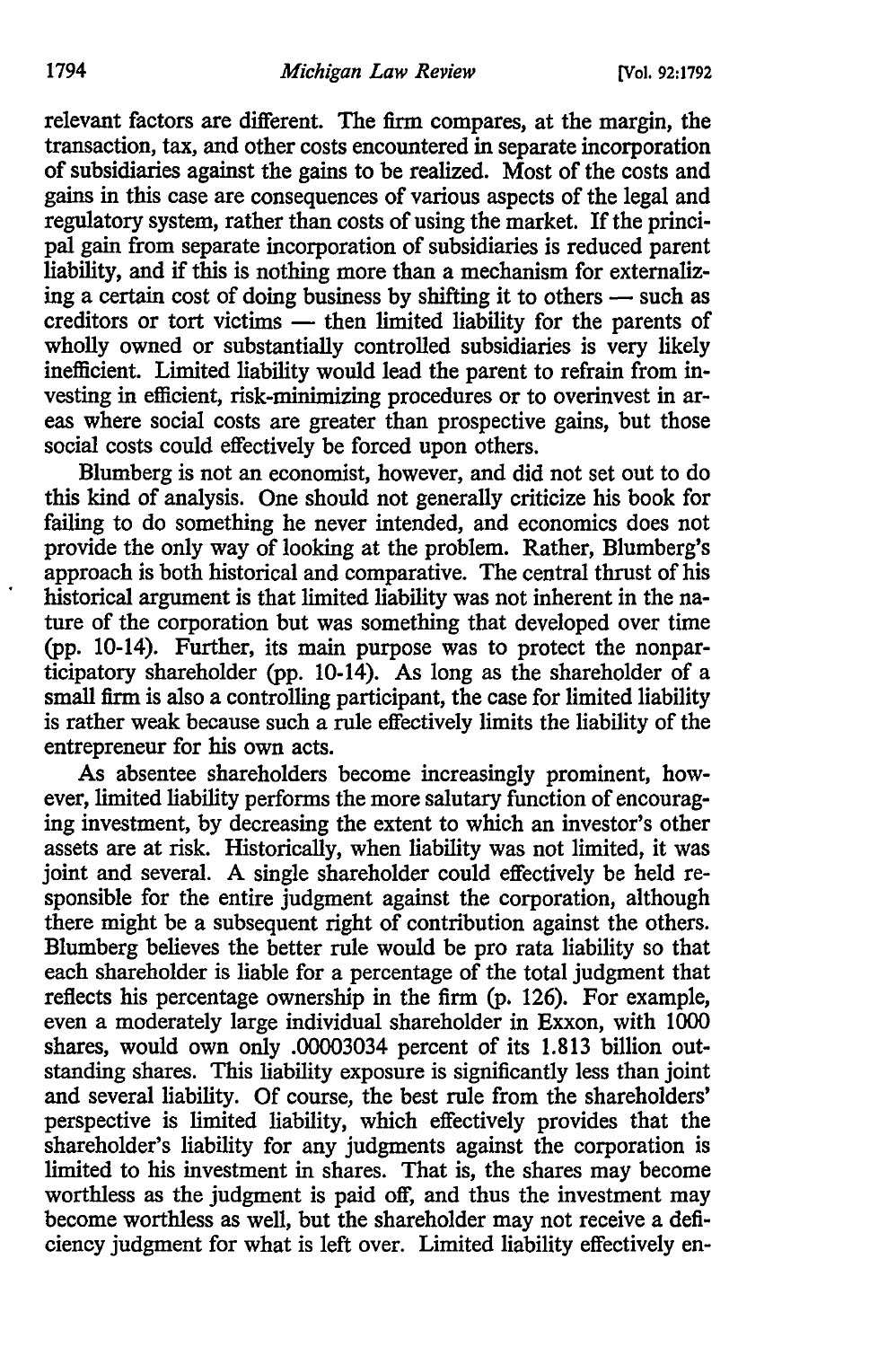relevant factors are different. The firm compares, at the margin, the transaction, tax, and other costs encountered in separate incorporation of subsidiaries against the gains to be realized. Most of the costs and gains in this case are consequences of various aspects of the legal and regulatory system, rather than costs of using the market. If the principal gain from separate incorporation of subsidiaries is reduced parent liability, and if this is nothing more than a mechanism for externalizing a certain cost of doing business by shifting it to others — such as creditors or tort victims — then limited liability for the parents of wholly owned or substantially controlled subsidiaries is very likely inefficient. Limited liability would lead the parent to refrain from investing in efficient, risk-minimizing procedures or to overinvest in areas where social costs are greater than prospective gains, but those social costs could effectively be forced upon others.

Blumberg is not an economist, however, and did not set out to do this kind of analysis. One should not generally criticize his book for failing to do something he never intended, and economics does not provide the only way of looking at the problem. Rather, Blumberg's approach is both historical and comparative. The central thrust of his historical argument is that limited liability was not inherent in the nature of the corporation but was something that developed over time (pp. 10-14). Further, its main purpose was to protect the nonparticipatory shareholder (pp. 10-14). As long as the shareholder of a small firm is also a controlling participant, the case for limited liability is rather weak because such a rule effectively limits the liability of the entrepreneur for his own acts.

As absentee shareholders become increasingly prominent, however, limited liability performs the more salutary function of encouraging investment, by decreasing the extent to which an investor's other assets are at risk. Historically, when liability was not limited, it was joint and several. A single shareholder could effectively be held responsible for the entire judgment against the corporation, although there might be a subsequent right of contribution against the others. Blumberg believes the better rule would be pro rata liability so that each shareholder is liable for a percentage of the total judgment that reflects his percentage ownership in the firm (p. 126). For example, even a moderately large individual shareholder in Exxon, with 1000 shares, would own only .00003034 percent of its 1.813 billion outstanding shares. This liability exposure is significantly less than joint and several liability. Of course, the best rule from the shareholders' perspective is limited liability, which effectively provides that the shareholder's liability for any judgments against the corporation is limited to his investment in shares. That is, the shares may become worthless as the judgment is paid off, and thus the investment may become worthless as well, but the shareholder may not receive a deficiency judgment for what is left over. Limited liability effectively en-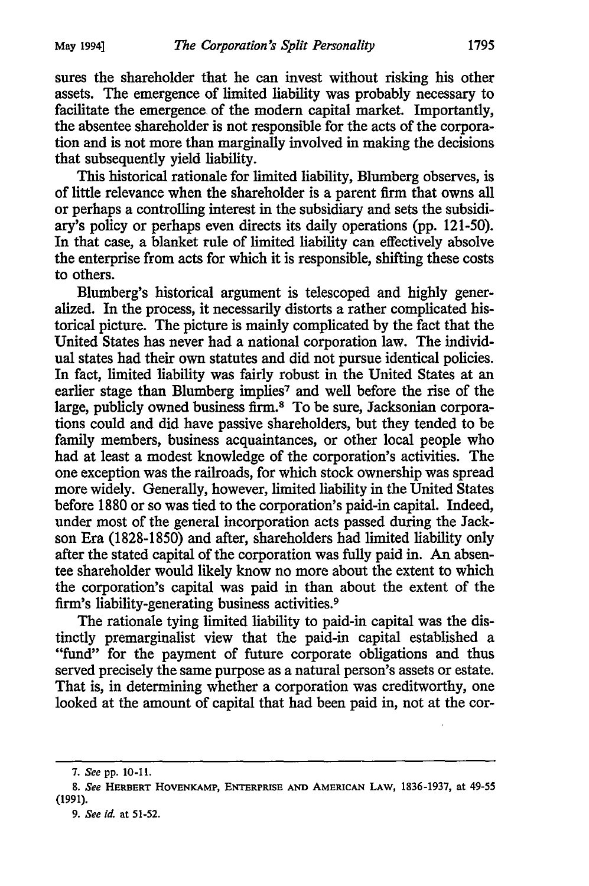sures the shareholder that he can invest without risking his other assets. The emergence of limited liability was probably necessary to facilitate the emergence of the modern capital market. Importantly, the absentee shareholder is not responsible for the acts of the corporation and is not more than marginally involved in making the decisions that subsequently yield liability.

This historical rationale for limited liability, Blumberg observes, is of little relevance when the shareholder is a parent firm that owns all or perhaps a controlling interest in the subsidiary and sets the subsidiary's policy or perhaps even directs its daily operations (pp. 121-50). In that case, a blanket rule of limited liability can effectively absolve the enterprise from acts for which it is responsible, shifting these costs to others.

Blumberg's historical argument is telescoped and highly generalized. In the process, it necessarily distorts a rather complicated historical picture. The picture is mainly complicated by the fact that the United States has never had a national corporation law. The individual states had their own statutes and did not pursue identical policies. In fact, limited liability was fairly robust in the United States at an earlier stage than Blumberg implies[7] and well before the rise of the large, publicly owned business firm.[8] To be sure, Jacksonian corporations could and did have passive shareholders, but they tended to be family members, business acquaintances, or other local people who had at least a modest knowledge of the corporation's activities. The one exception was the railroads, for which stock ownership was spread more widely. Generally, however, limited liability in the United States before 1880 or so was tied to the corporation's paid-in capital. Indeed, under most of the general incorporation acts passed during the Jackson Era (1828-1850) and after, shareholders had limited liability only after the stated capital of the corporation was fully paid in. An absentee shareholder would likely know no more about the extent to which the corporation's capital was paid in than about the extent of the firm's liability-generating business activities.[9]

The rationale tying limited liability to paid-in capital was the distinctly premarginalist view that the paid-in capital established a "fund" for the payment of future corporate obligations and thus served precisely the same purpose as a natural person's assets or estate. That is, in determining whether a corporation was creditworthy, one looked at the amount of capital that had been paid in, not at the cor-

---

7. *See* pp. 10-11.

8. *See* HERBERT HOVENKAMP, ENTERPRISE AND AMERICAN LAW, 1836-1937, at 49-55 (1991).

9. *See id.* at 51-52.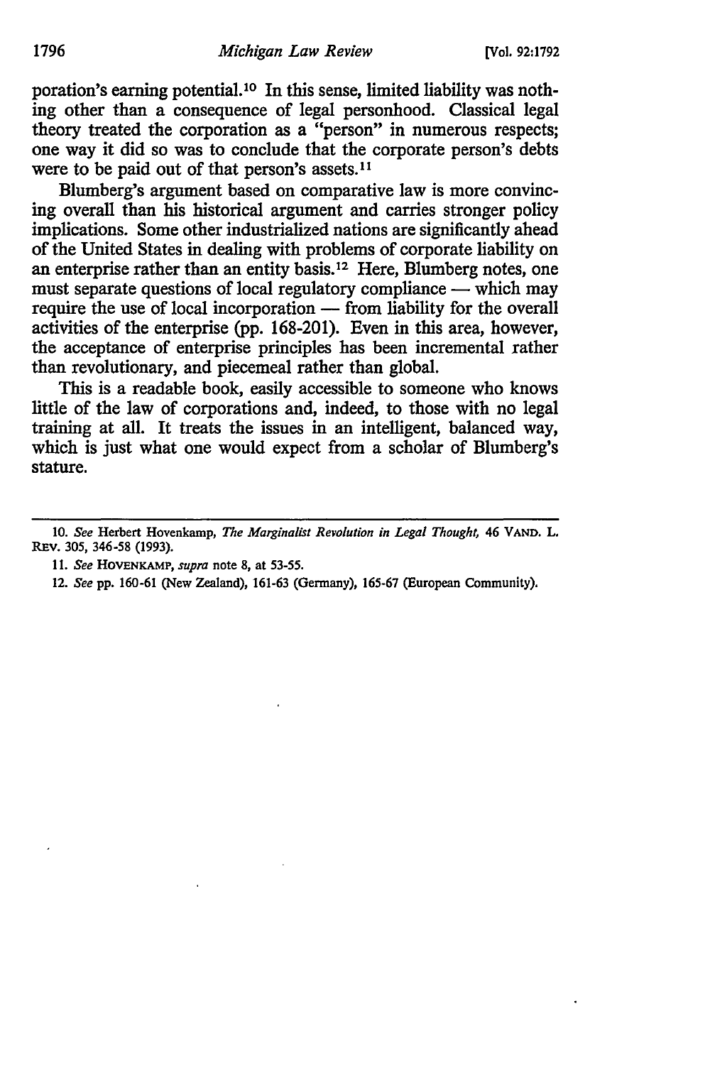poration's earning potential.[10] In this sense, limited liability was nothing other than a consequence of legal personhood. Classical legal theory treated the corporation as a "person" in numerous respects; one way it did so was to conclude that the corporate person's debts were to be paid out of that person's assets.[11]

Blumberg's argument based on comparative law is more convincing overall than his historical argument and carries stronger policy implications. Some other industrialized nations are significantly ahead of the United States in dealing with problems of corporate liability on an enterprise rather than an entity basis.[12] Here, Blumberg notes, one must separate questions of local regulatory compliance — which may require the use of local incorporation — from liability for the overall activities of the enterprise (pp. 168-201). Even in this area, however, the acceptance of enterprise principles has been incremental rather than revolutionary, and piecemeal rather than global.

This is a readable book, easily accessible to someone who knows little of the law of corporations and, indeed, to those with no legal training at all. It treats the issues in an intelligent, balanced way, which is just what one would expect from a scholar of Blumberg's stature.

---

10. *See* Herbert Hovenkamp, *The Marginalist Revolution in Legal Thought*, 46 VAND. L. REV. 305, 346-58 (1993).

11. *See* HOVENKAMP, *supra* note 8, at 53-55.

12. *See* pp. 160-61 (New Zealand), 161-63 (Germany), 165-67 (European Community).